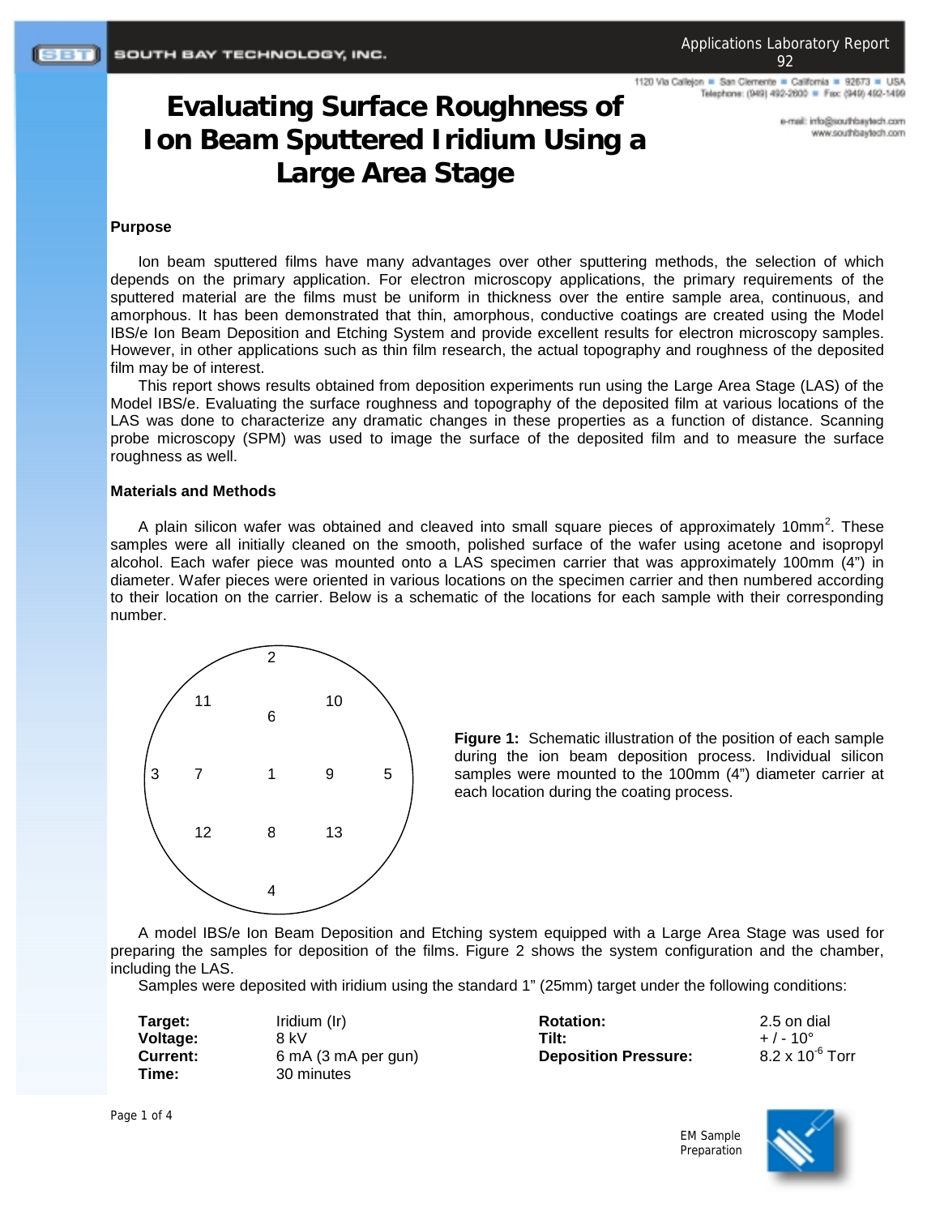# Evaluating Surface Roughness of Ion Beam Sputtered Iridium Using a Large Area Stage

**Purpose**

Ion beam sputtered films have many advantages over other sputtering methods, the selection of which depends on the primary application. For electron microscopy applications, the primary requirements of the sputtered material are the films must be uniform in thickness over the entire sample area, continuous, and amorphous. It has been demonstrated that thin, amorphous, conductive coatings are created using the Model IBS/e Ion Beam Deposition and Etching System and provide excellent results for electron microscopy samples. However, in other applications such as thin film research, the actual topography and roughness of the deposited film may be of interest.

This report shows results obtained from deposition experiments run using the Large Area Stage (LAS) of the Model IBS/e. Evaluating the surface roughness and topography of the deposited film at various locations of the LAS was done to characterize any dramatic changes in these properties as a function of distance. Scanning probe microscopy (SPM) was used to image the surface of the deposited film and to measure the surface roughness as well.

**Materials and Methods**

A plain silicon wafer was obtained and cleaved into small square pieces of approximately 10mm$^2$. These samples were all initially cleaned on the smooth, polished surface of the wafer using acetone and isopropyl alcohol. Each wafer piece was mounted onto a LAS specimen carrier that was approximately 100mm (4") in diameter. Wafer pieces were oriented in various locations on the specimen carrier and then numbered according to their location on the carrier. Below is a schematic of the locations for each sample with their corresponding number.

```
            2
   11              10
            6
3     7     1     9     5
   12       8      13
            4
```

**Figure 1:** Schematic illustration of the position of each sample during the ion beam deposition process. Individual silicon samples were mounted to the 100mm (4") diameter carrier at each location during the coating process.

A model IBS/e Ion Beam Deposition and Etching system equipped with a Large Area Stage was used for preparing the samples for deposition of the films. Figure 2 shows the system configuration and the chamber, including the LAS.

Samples were deposited with iridium using the standard 1" (25mm) target under the following conditions:

| | | | |
|---|---|---|---|
| **Target:** | Iridium (Ir) | **Rotation:** | 2.5 on dial |
| **Voltage:** | 8 kV | **Tilt:** | + / - 10° |
| **Current:** | 6 mA (3 mA per gun) | **Deposition Pressure:** | 8.2 x 10$^{-6}$ Torr |
| **Time:** | 30 minutes | | |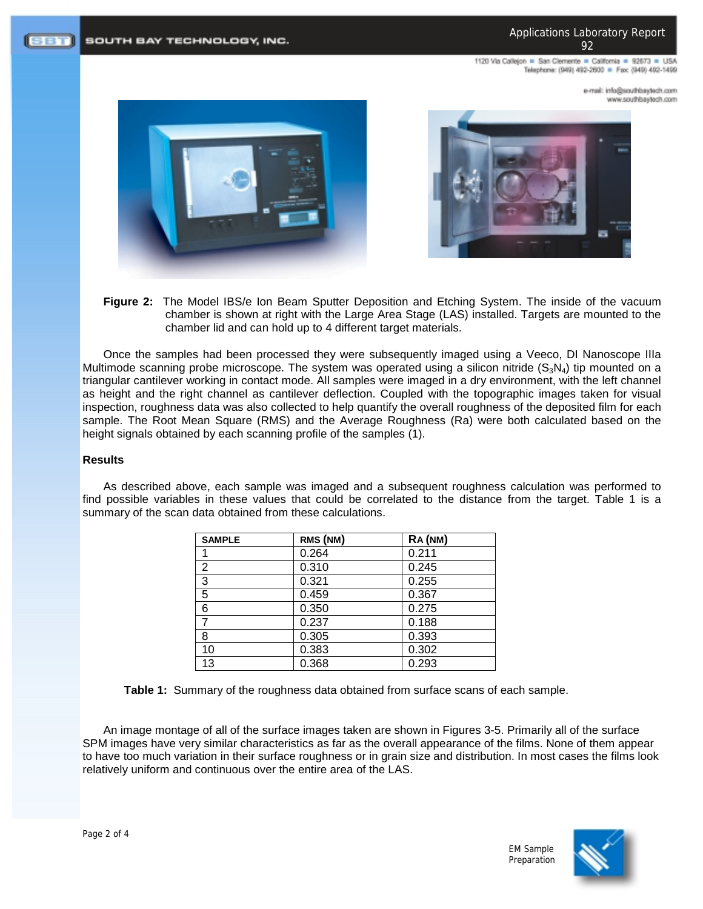**Figure 2:** The Model IBS/e Ion Beam Sputter Deposition and Etching System. The inside of the vacuum chamber is shown at right with the Large Area Stage (LAS) installed. Targets are mounted to the chamber lid and can hold up to 4 different target materials.

Once the samples had been processed they were subsequently imaged using a Veeco, DI Nanoscope IIIa Multimode scanning probe microscope. The system was operated using a silicon nitride ($S_3N_4$) tip mounted on a triangular cantilever working in contact mode. All samples were imaged in a dry environment, with the left channel as height and the right channel as cantilever deflection. Coupled with the topographic images taken for visual inspection, roughness data was also collected to help quantify the overall roughness of the deposited film for each sample. The Root Mean Square (RMS) and the Average Roughness (Ra) were both calculated based on the height signals obtained by each scanning profile of the samples (1).

**Results**

As described above, each sample was imaged and a subsequent roughness calculation was performed to find possible variables in these values that could be correlated to the distance from the target. Table 1 is a summary of the scan data obtained from these calculations.

| SAMPLE | RMS (NM) | RA (NM) |
|---|---|---|
| 1 | 0.264 | 0.211 |
| 2 | 0.310 | 0.245 |
| 3 | 0.321 | 0.255 |
| 5 | 0.459 | 0.367 |
| 6 | 0.350 | 0.275 |
| 7 | 0.237 | 0.188 |
| 8 | 0.305 | 0.393 |
| 10 | 0.383 | 0.302 |
| 13 | 0.368 | 0.293 |

**Table 1:** Summary of the roughness data obtained from surface scans of each sample.

An image montage of all of the surface images taken are shown in Figures 3-5. Primarily all of the surface SPM images have very similar characteristics as far as the overall appearance of the films. None of them appear to have too much variation in their surface roughness or in grain size and distribution. In most cases the films look relatively uniform and continuous over the entire area of the LAS.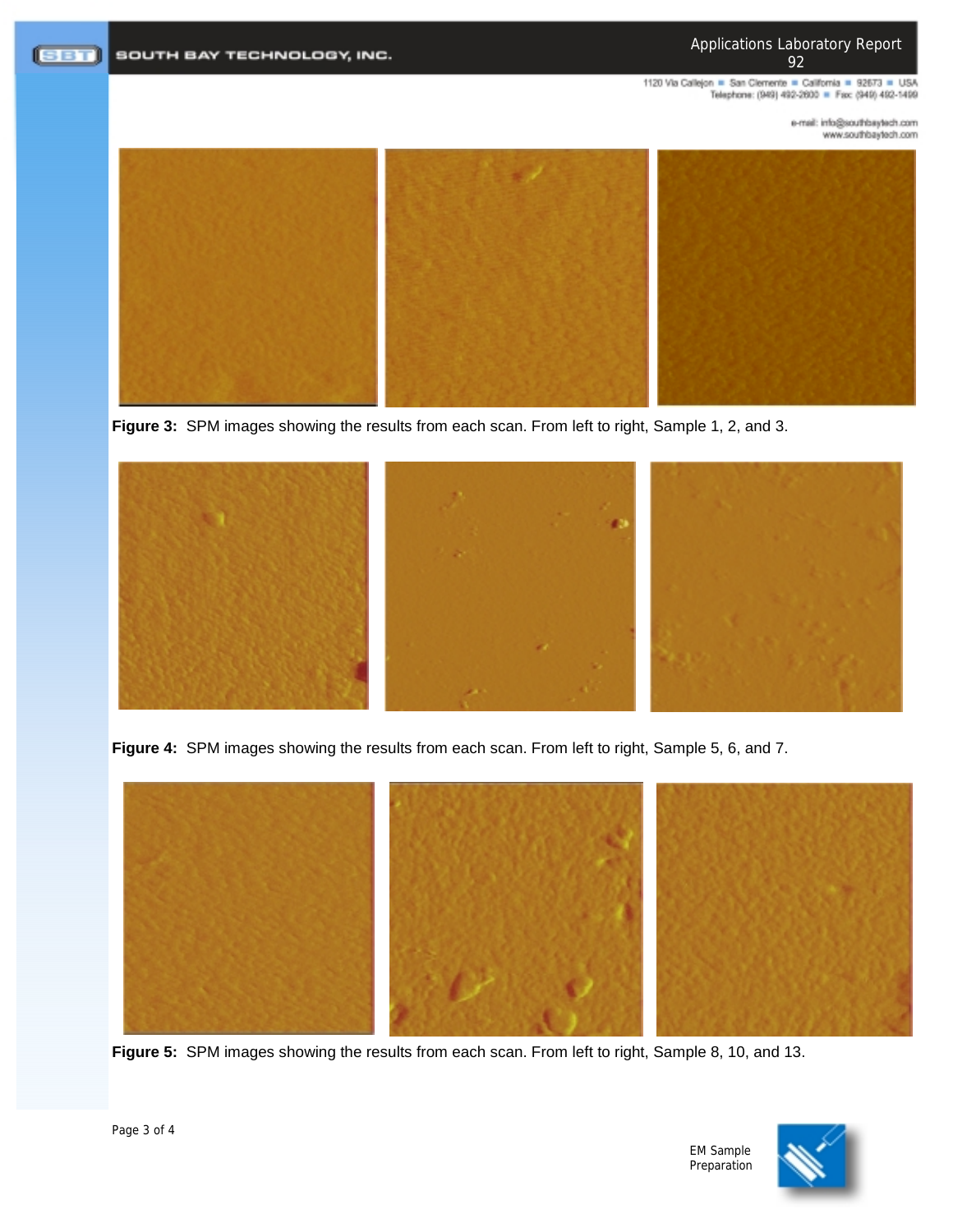**Figure 3:** SPM images showing the results from each scan. From left to right, Sample 1, 2, and 3.

**Figure 4:** SPM images showing the results from each scan. From left to right, Sample 5, 6, and 7.

**Figure 5:** SPM images showing the results from each scan. From left to right, Sample 8, 10, and 13.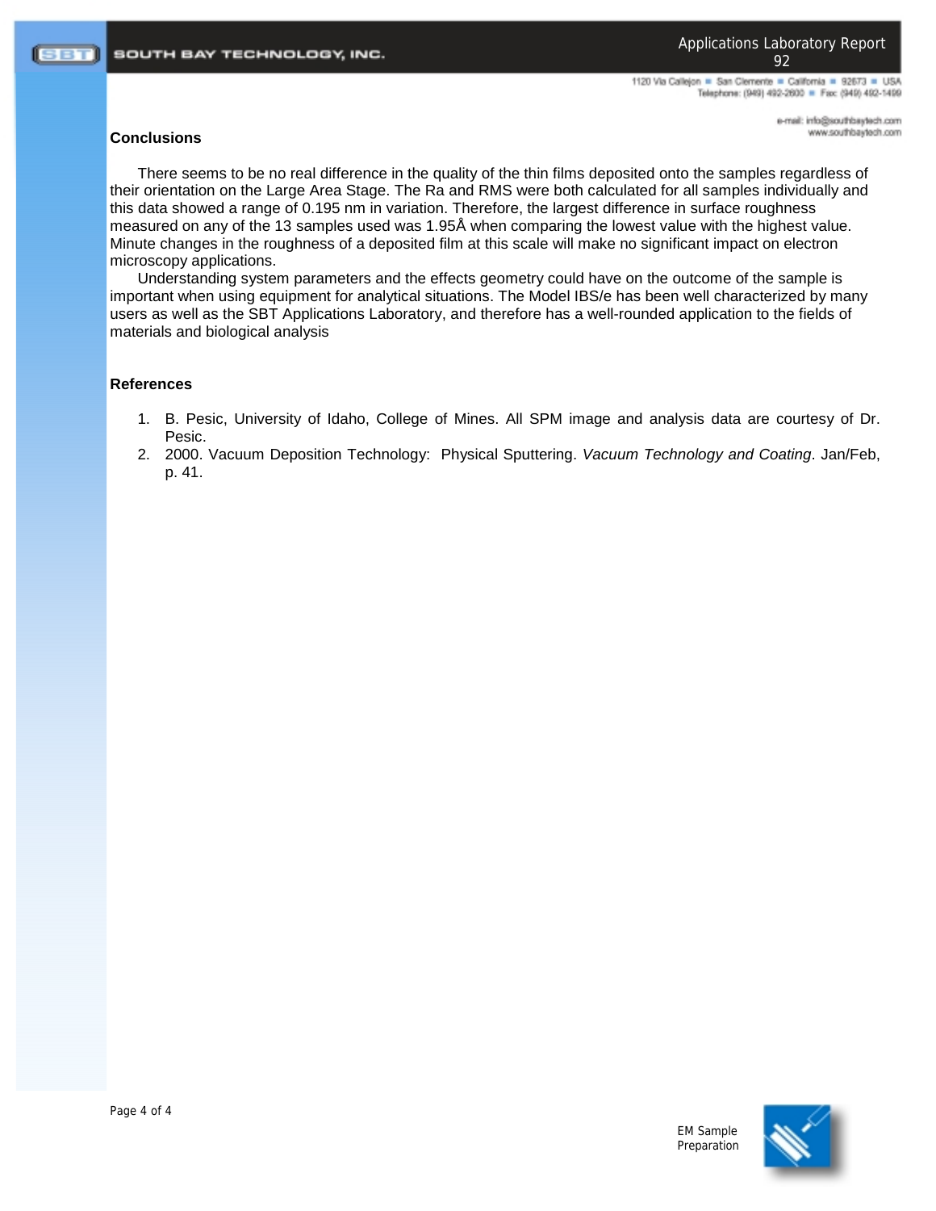## Conclusions

There seems to be no real difference in the quality of the thin films deposited onto the samples regardless of their orientation on the Large Area Stage. The Ra and RMS were both calculated for all samples individually and this data showed a range of 0.195 nm in variation. Therefore, the largest difference in surface roughness measured on any of the 13 samples used was 1.95Å when comparing the lowest value with the highest value. Minute changes in the roughness of a deposited film at this scale will make no significant impact on electron microscopy applications.

Understanding system parameters and the effects geometry could have on the outcome of the sample is important when using equipment for analytical situations. The Model IBS/e has been well characterized by many users as well as the SBT Applications Laboratory, and therefore has a well-rounded application to the fields of materials and biological analysis

## References

1. B. Pesic, University of Idaho, College of Mines. All SPM image and analysis data are courtesy of Dr. Pesic.
2. 2000. Vacuum Deposition Technology: Physical Sputtering. *Vacuum Technology and Coating*. Jan/Feb, p. 41.